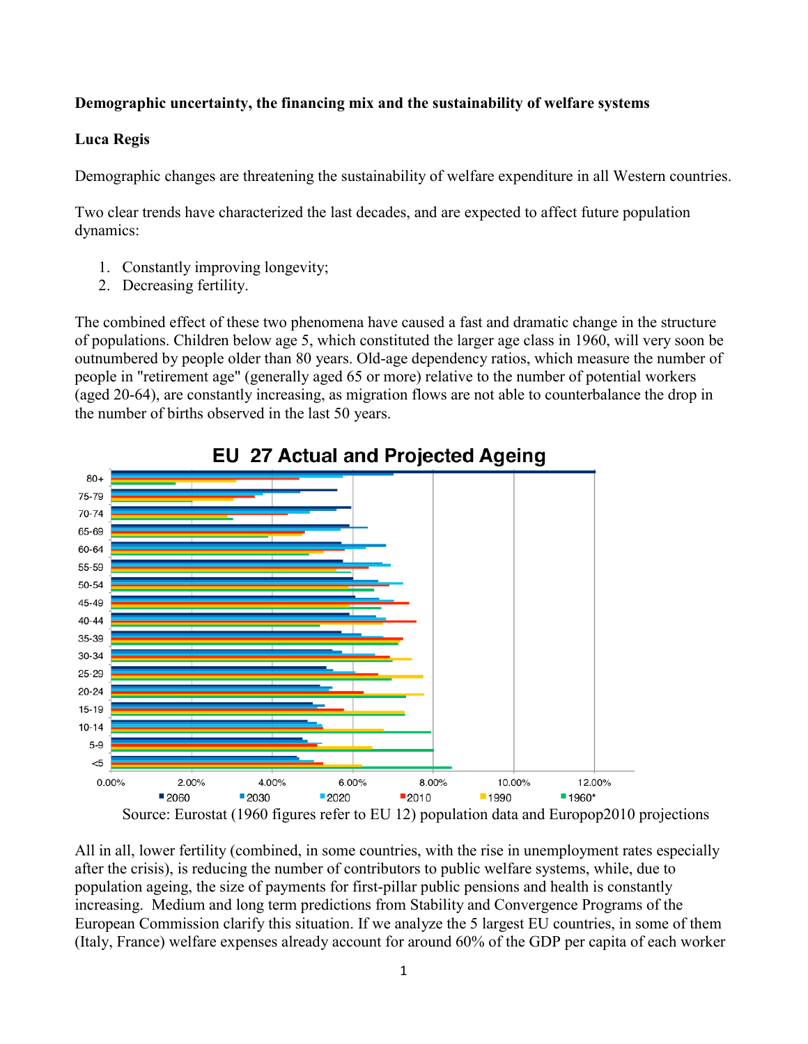**Demographic uncertainty, the financing mix and the sustainability of welfare systems**

**Luca Regis**

Demographic changes are threatening the sustainability of welfare expenditure in all Western countries.

Two clear trends have characterized the last decades, and are expected to affect future population dynamics:

1. Constantly improving longevity;
2. Decreasing fertility.

The combined effect of these two phenomena have caused a fast and dramatic change in the structure of populations. Children below age 5, which constituted the larger age class in 1960, will very soon be outnumbered by people older than 80 years. Old-age dependency ratios, which measure the number of people in "retirement age" (generally aged 65 or more) relative to the number of potential workers (aged 20-64), are constantly increasing, as migration flows are not able to counterbalance the drop in the number of births observed in the last 50 years.

**EU 27 Actual and Projected Ageing**

Source: Eurostat (1960 figures refer to EU 12) population data and Europop2010 projections

All in all, lower fertility (combined, in some countries, with the rise in unemployment rates especially after the crisis), is reducing the number of contributors to public welfare systems, while, due to population ageing, the size of payments for first-pillar public pensions and health is constantly increasing. Medium and long term predictions from Stability and Convergence Programs of the European Commission clarify this situation. If we analyze the 5 largest EU countries, in some of them (Italy, France) welfare expenses already account for around 60% of the GDP per capita of each worker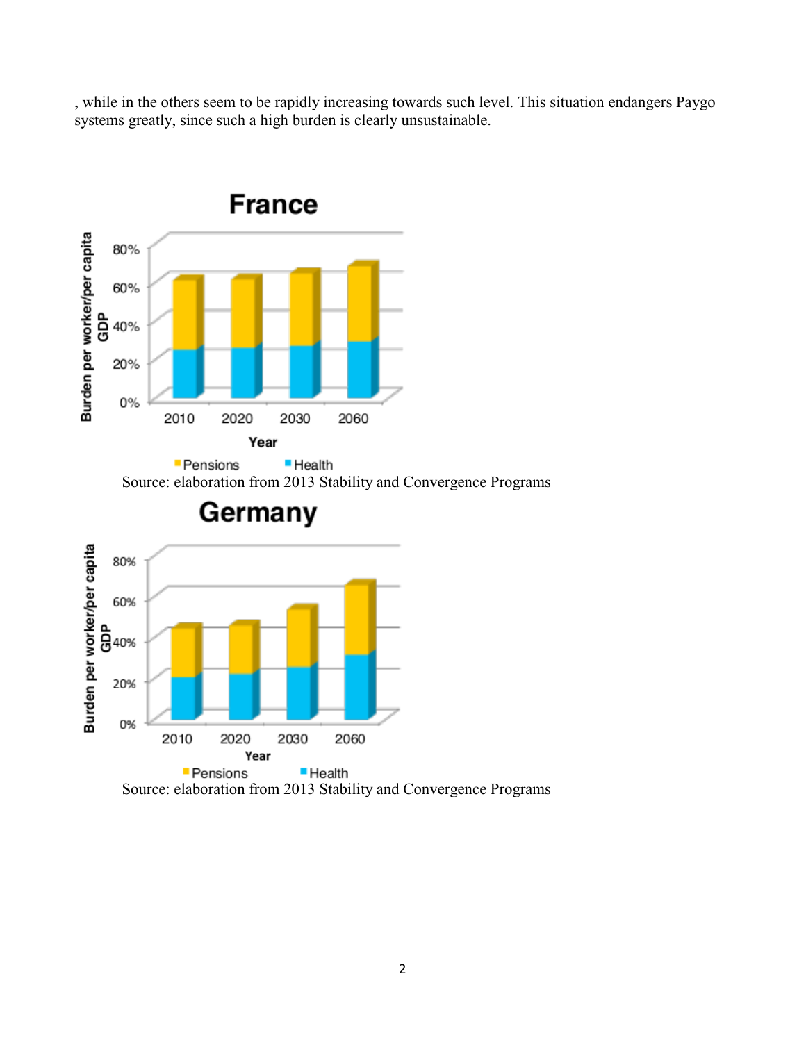, while in the others seem to be rapidly increasing towards such level. This situation endangers Paygo systems greatly, since such a high burden is clearly unsustainable.

Source: elaboration from 2013 Stability and Convergence Programs

Source: elaboration from 2013 Stability and Convergence Programs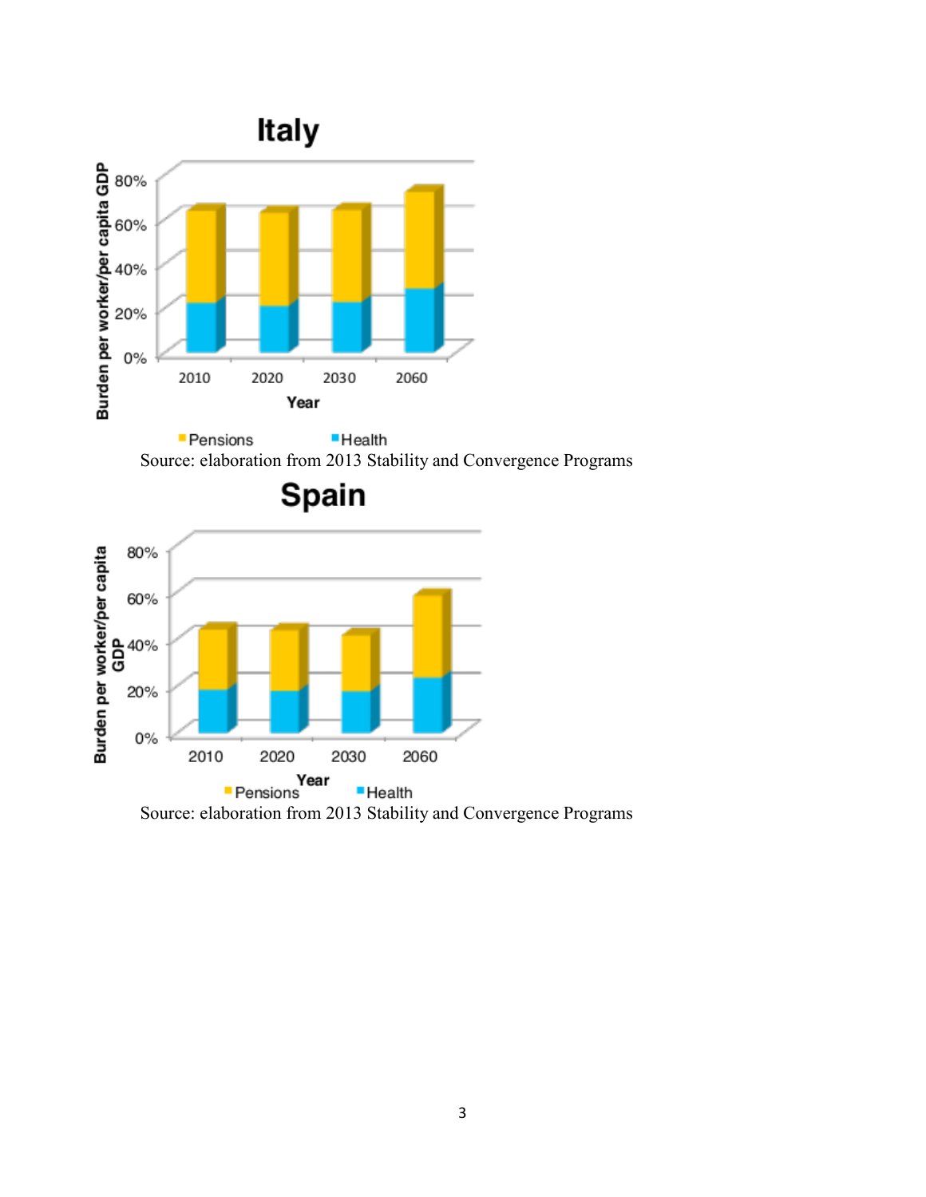Source: elaboration from 2013 Stability and Convergence Programs

Source: elaboration from 2013 Stability and Convergence Programs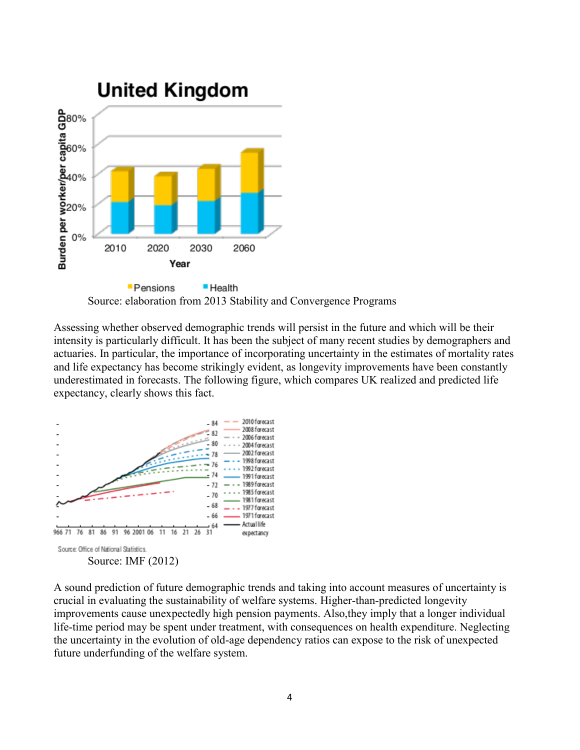Source: elaboration from 2013 Stability and Convergence Programs

Assessing whether observed demographic trends will persist in the future and which will be their intensity is particularly difficult. It has been the subject of many recent studies by demographers and actuaries. In particular, the importance of incorporating uncertainty in the estimates of mortality rates and life expectancy has become strikingly evident, as longevity improvements have been constantly underestimated in forecasts. The following figure, which compares UK realized and predicted life expectancy, clearly shows this fact.

Source: Office of National Statistics.

Source: IMF (2012)

A sound prediction of future demographic trends and taking into account measures of uncertainty is crucial in evaluating the sustainability of welfare systems. Higher-than-predicted longevity improvements cause unexpectedly high pension payments. Also,they imply that a longer individual life-time period may be spent under treatment, with consequences on health expenditure. Neglecting the uncertainty in the evolution of old-age dependency ratios can expose to the risk of unexpected future underfunding of the welfare system.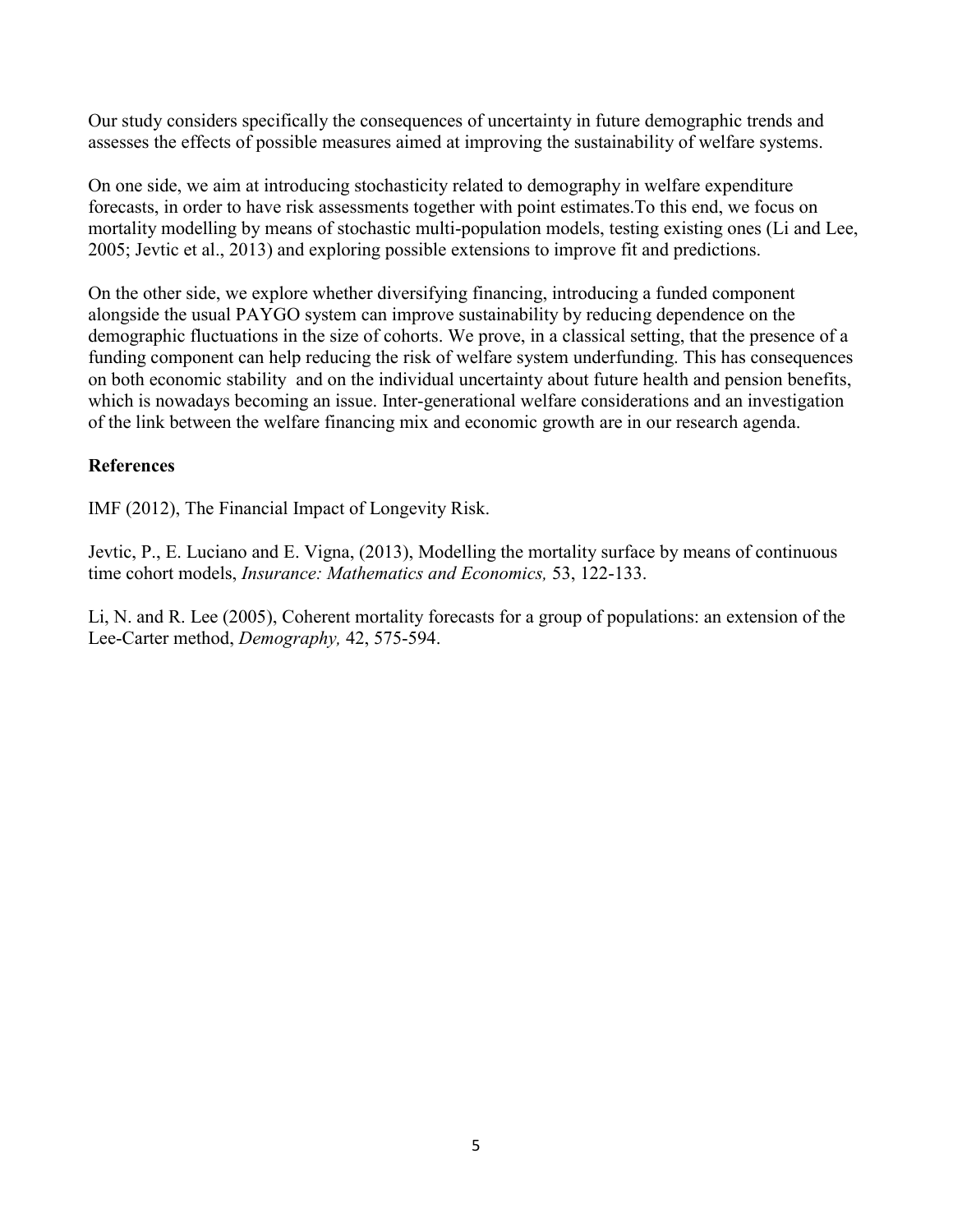Our study considers specifically the consequences of uncertainty in future demographic trends and assesses the effects of possible measures aimed at improving the sustainability of welfare systems.

On one side, we aim at introducing stochasticity related to demography in welfare expenditure forecasts, in order to have risk assessments together with point estimates.To this end, we focus on mortality modelling by means of stochastic multi-population models, testing existing ones (Li and Lee, 2005; Jevtic et al., 2013) and exploring possible extensions to improve fit and predictions.

On the other side, we explore whether diversifying financing, introducing a funded component alongside the usual PAYGO system can improve sustainability by reducing dependence on the demographic fluctuations in the size of cohorts. We prove, in a classical setting, that the presence of a funding component can help reducing the risk of welfare system underfunding. This has consequences on both economic stability and on the individual uncertainty about future health and pension benefits, which is nowadays becoming an issue. Inter-generational welfare considerations and an investigation of the link between the welfare financing mix and economic growth are in our research agenda.

**References**

IMF (2012), The Financial Impact of Longevity Risk.

Jevtic, P., E. Luciano and E. Vigna, (2013), Modelling the mortality surface by means of continuous time cohort models, *Insurance: Mathematics and Economics,* 53, 122-133.

Li, N. and R. Lee (2005), Coherent mortality forecasts for a group of populations: an extension of the Lee-Carter method, *Demography,* 42, 575-594.